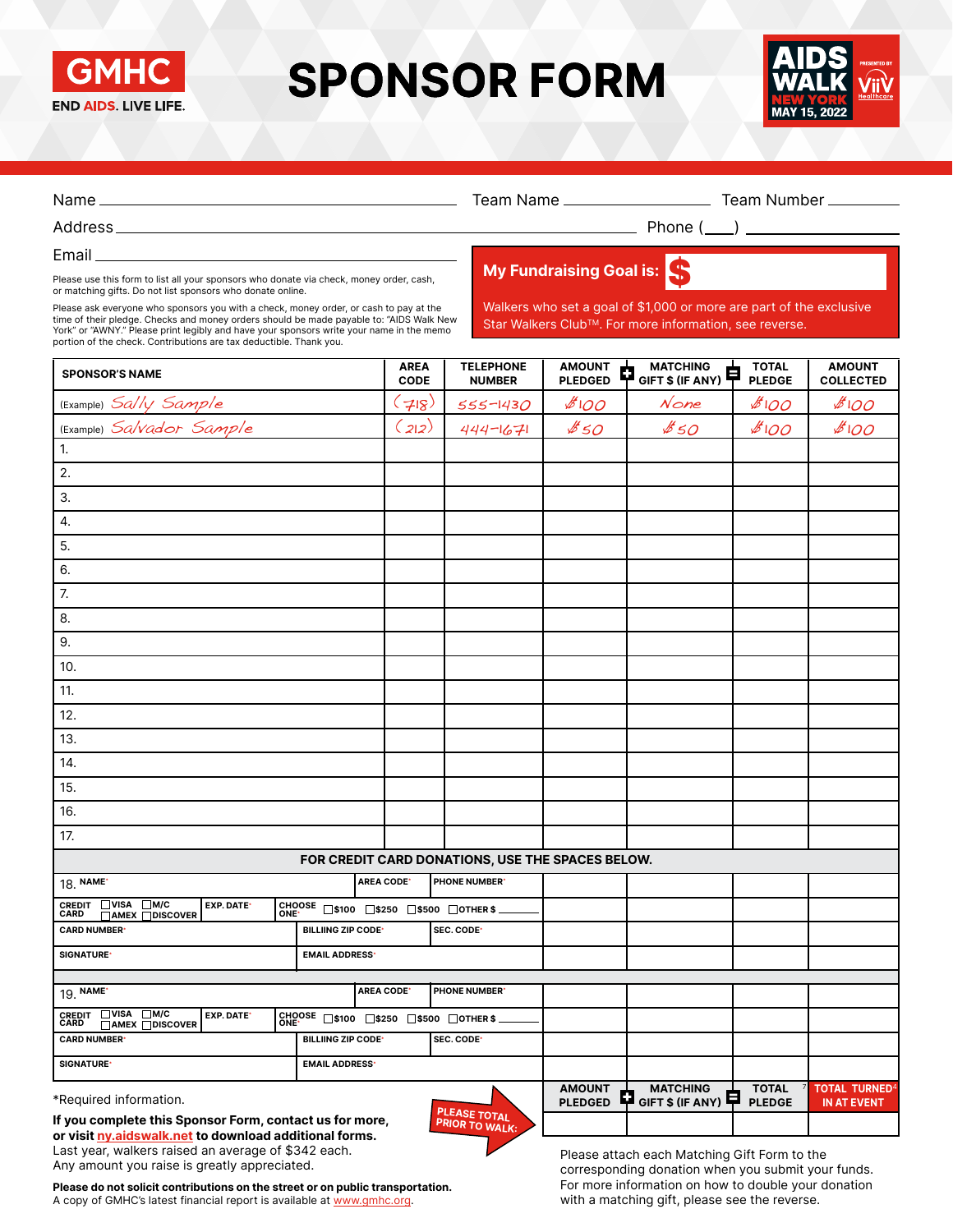GMHC
END AIDS. LIVE LIFE.

# SPONSOR FORM

AIDS WALK NEW YORK
MAY 15, 2022
PRESENTED BY ViiV Healthcare

Name ______________________ Team Name ______________ Team Number __________

Address ______________________________________ Phone (___) __________

Email ______________________

Please use this form to list all your sponsors who donate via check, money order, cash, or matching gifts. Do not list sponsors who donate online.

Please ask everyone who sponsors you with a check, money order, or cash to pay at the time of their pledge. Checks and money orders should be made payable to: "AIDS Walk New York" or "AWNY." Please print legibly and have your sponsors write your name in the memo portion of the check. Contributions are tax deductible. Thank you.

**My Fundraising Goal is: $**

Walkers who set a goal of $1,000 or more are part of the exclusive Star Walkers Club™. For more information, see reverse.

| SPONSOR'S NAME | AREA CODE | TELEPHONE NUMBER | AMOUNT PLEDGED + | MATCHING GIFT $ (IF ANY) = | TOTAL PLEDGE | AMOUNT COLLECTED |
|---|---|---|---|---|---|---|
| (Example) Sally Sample | (718) | 555-1430 | $100 | None | $100 | $100 |
| (Example) Salvador Sample | (212) | 444-1671 | $50 | $50 | $100 | $100 |
| 1. | | | | | | |
| 2. | | | | | | |
| 3. | | | | | | |
| 4. | | | | | | |
| 5. | | | | | | |
| 6. | | | | | | |
| 7. | | | | | | |
| 8. | | | | | | |
| 9. | | | | | | |
| 10. | | | | | | |
| 11. | | | | | | |
| 12. | | | | | | |
| 13. | | | | | | |
| 14. | | | | | | |
| 15. | | | | | | |
| 16. | | | | | | |
| 17. | | | | | | |

**FOR CREDIT CARD DONATIONS, USE THE SPACES BELOW.**

18. NAME* | AREA CODE* | PHONE NUMBER*
CREDIT CARD ☐VISA ☐M/C ☐AMEX ☐DISCOVER | EXP. DATE* | CHOOSE ONE* ☐$100 ☐$250 ☐$500 ☐OTHER $ ______
CARD NUMBER* | BILLIING ZIP CODE* | SEC. CODE*
SIGNATURE* | EMAIL ADDRESS*

19. NAME* | AREA CODE* | PHONE NUMBER*
CREDIT CARD ☐VISA ☐M/C ☐AMEX ☐DISCOVER | EXP. DATE* | CHOOSE ONE* ☐$100 ☐$250 ☐$500 ☐OTHER $ ______
CARD NUMBER* | BILLIING ZIP CODE* | SEC. CODE*
SIGNATURE* | EMAIL ADDRESS*

| AMOUNT PLEDGED + | MATCHING GIFT $ (IF ANY) = | TOTAL PLEDGE | TOTAL TURNED IN AT EVENT |
|---|---|---|---|
| | | | |

PLEASE TOTAL PRIOR TO WALK:

*Required information.

**If you complete this Sponsor Form, contact us for more, or visit ny.aidswalk.net to download additional forms.**
Last year, walkers raised an average of $342 each.
Any amount you raise is greatly appreciated.

**Please do not solicit contributions on the street or on public transportation.**
A copy of GMHC's latest financial report is available at www.gmhc.org.

Please attach each Matching Gift Form to the corresponding donation when you submit your funds. For more information on how to double your donation with a matching gift, please see the reverse.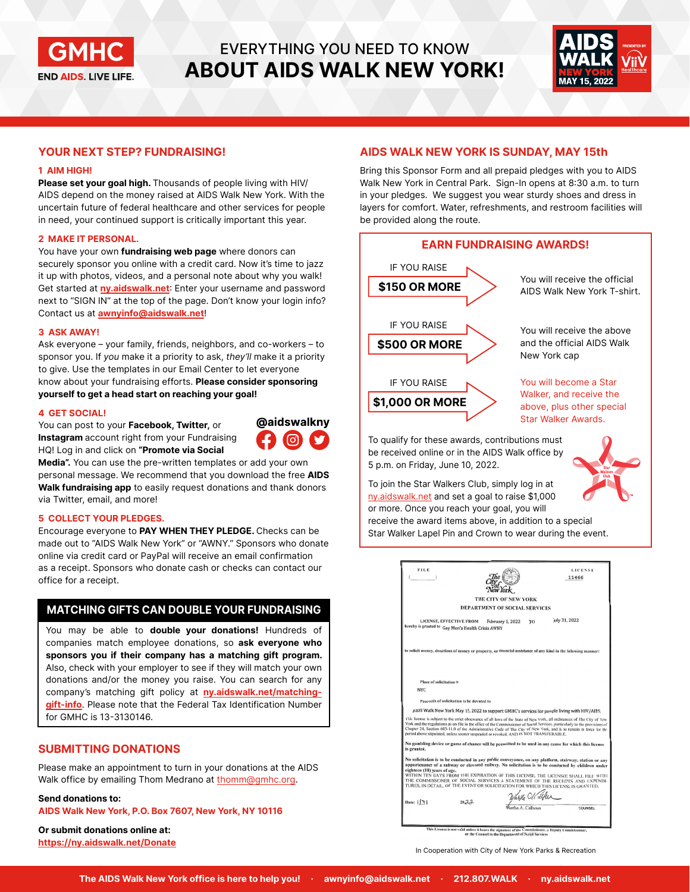GMHC

END AIDS. LIVE LIFE.

# EVERYTHING YOU NEED TO KNOW ABOUT AIDS WALK NEW YORK!

AIDS WALK NEW YORK MAY 15, 2022 — PRESENTED BY ViiV Healthcare

## YOUR NEXT STEP? FUNDRAISING!

### 1 AIM HIGH!

**Please set your goal high.** Thousands of people living with HIV/AIDS depend on the money raised at AIDS Walk New York. With the uncertain future of federal healthcare and other services for people in need, your continued support is critically important this year.

### 2 MAKE IT PERSONAL.

You have your own **fundraising web page** where donors can securely sponsor you online with a credit card. Now it's time to jazz it up with photos, videos, and a personal note about why you walk! Get started at **ny.aidswalk.net**: Enter your username and password next to "SIGN IN" at the top of the page. Don't know your login info? Contact us at **awnyinfo@aidswalk.net**!

### 3 ASK AWAY!

Ask everyone – your family, friends, neighbors, and co-workers – to sponsor you. If *you* make it a priority to ask, *they'll* make it a priority to give. Use the templates in our Email Center to let everyone know about your fundraising efforts. **Please consider sponsoring yourself to get a head start on reaching your goal!**

### 4 GET SOCIAL!

**@aidswalkny**

You can post to your **Facebook, Twitter,** or **Instagram** account right from your Fundraising HQ! Log in and click on **"Promote via Social Media".** You can use the pre-written templates or add your own personal message. We recommend that you download the free **AIDS Walk fundraising app** to easily request donations and thank donors via Twitter, email, and more!

### 5 COLLECT YOUR PLEDGES.

Encourage everyone to **PAY WHEN THEY PLEDGE.** Checks can be made out to "AIDS Walk New York" or "AWNY." Sponsors who donate online via credit card or PayPal will receive an email confirmation as a receipt. Sponsors who donate cash or checks can contact our office for a receipt.

## MATCHING GIFTS CAN DOUBLE YOUR FUNDRAISING

You may be able to **double your donations!** Hundreds of companies match employee donations, so **ask everyone who sponsors you if their company has a matching gift program.** Also, check with your employer to see if they will match your own donations and/or the money you raise. You can search for any company's matching gift policy at **ny.aidswalk.net/matching-gift-info**. Please note that the Federal Tax Identification Number for GMHC is 13-3130146.

## SUBMITTING DONATIONS

Please make an appointment to turn in your donations at the AIDS Walk office by emailing Thom Medrano at thomm@gmhc.org.

**Send donations to:**
**AIDS Walk New York, P.O. Box 7607, New York, NY 10116**

**Or submit donations online at:**
**https://ny.aidswalk.net/Donate**

## AIDS WALK NEW YORK IS SUNDAY, MAY 15th

Bring this Sponsor Form and all prepaid pledges with you to AIDS Walk New York in Central Park. Sign-In opens at 8:30 a.m. to turn in your pledges. We suggest you wear sturdy shoes and dress in layers for comfort. Water, refreshments, and restroom facilities will be provided along the route.

## EARN FUNDRAISING AWARDS!

IF YOU RAISE **$150 OR MORE** → You will receive the official AIDS Walk New York T-shirt.

IF YOU RAISE **$500 OR MORE** → You will receive the above and the official AIDS Walk New York cap

IF YOU RAISE **$1,000 OR MORE** → You will become a Star Walker, and receive the above, plus other special Star Walker Awards.

To qualify for these awards, contributions must be received online or in the AIDS Walk office by 5 p.m. on Friday, June 10, 2022.

To join the Star Walkers Club, simply log in at ny.aidswalk.net and set a goal to raise $1,000 or more. Once you reach your goal, you will receive the award items above, in addition to a special Star Walker Lapel Pin and Crown to wear during the event.

Star Walkers Club

FILE

LICENSE 11466

The City of New York

THE CITY OF NEW YORK
DEPARTMENT OF SOCIAL SERVICES

LICENSE, EFFECTIVE FROM February 1, 2022 TO July 31, 2022

hereby is granted to Gay Men's Health Crisis AWNY

to solicit money, donations of money or property, or financial assistance of any kind in the following manner:

Place of solicitation is NYC

Proceeds of solicitation to be devoted to

AIDS Walk New York May 15, 2022 to support GMHC's services for people living with HIV/AIDS.

This license is subject to the strict observance of all laws of the State of New York, all ordinances of The City of New York and the regulations as on file in the office of the Commissioner of Social Services, particularly to the provisions of Chapter 24, Section 603-11.0 of the Administrative Code of The City of New York, and is to remain in force for the period above stipulated, unless sooner suspended or revoked, AND IS NOT TRANSFERABLE.

No gambling device or game of chance will be permitted to be used in any cause for which this license is granted.

No solicitation is to be conducted in any public conveyance, on any platform, stairway, station or any appurtenance of a subway or elevated railway. No solicitation is to be conducted by children under eighteen (18) years of age.

WITHIN TEN DAYS FROM THE EXPIRATION OF THIS LICENSE, THE LICENSEE SHALL FILE WITH THE COMMISSIONER OF SOCIAL SERVICES A STATEMENT OF THE RECEIPTS AND EXPENDITURES, IN DETAIL, OF THE EVENT OR SOLICITATION FOR WHICH THIS LICENSE IS GRANTED.

Date: 1/31 2022

Martha A. Calhoun COUNSEL

This License is not valid unless it bears the signature of the Commissioner, a Deputy Commissioner, or the Counsel to the Department of Social Services

In Cooperation with City of New York Parks & Recreation

**The AIDS Walk New York office is here to help you! · awnyinfo@aidswalk.net · 212.807.WALK · ny.aidswalk.net**